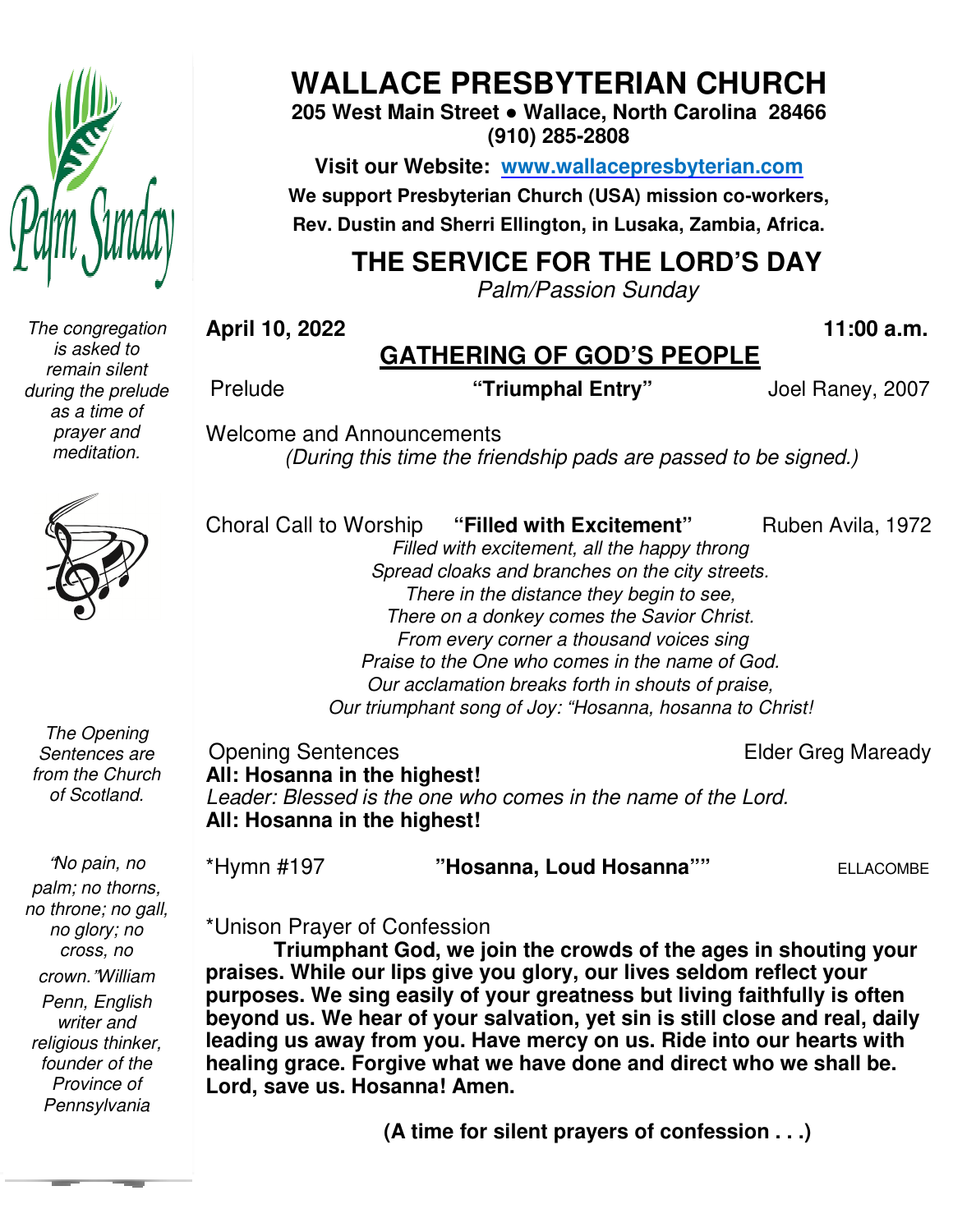# WALLACE PRESBYTERIAN CHURCH

**205 West Main Street • Wallace, North Carolina 28466**
**(910) 285-2808**

**Visit our Website: [www.wallacepresbyterian.com](http://www.wallacepresbyterian.com)**

**We support Presbyterian Church (USA) mission co-workers, Rev. Dustin and Sherri Ellington, in Lusaka, Zambia, Africa.**

## THE SERVICE FOR THE LORD'S DAY

*Palm/Passion Sunday*

**April 10, 2022** **11:00 a.m.**

*The congregation is asked to remain silent during the prelude as a time of prayer and meditation.*

### GATHERING OF GOD'S PEOPLE

Prelude **"Triumphal Entry"** Joel Raney, 2007

Welcome and Announcements

*(During this time the friendship pads are passed to be signed.)*

Choral Call to Worship **"Filled with Excitement"** Ruben Avila, 1972

*Filled with excitement, all the happy throng*
*Spread cloaks and branches on the city streets.*
*There in the distance they begin to see,*
*There on a donkey comes the Savior Christ.*
*From every corner a thousand voices sing*
*Praise to the One who comes in the name of God.*
*Our acclamation breaks forth in shouts of praise,*
*Our triumphant song of Joy: "Hosanna, hosanna to Christ!*

*The Opening Sentences are from the Church of Scotland.*

Opening Sentences Elder Greg Maready

**All: Hosanna in the highest!**
*Leader: Blessed is the one who comes in the name of the Lord.*
**All: Hosanna in the highest!**

*"No pain, no palm; no thorns, no throne; no gall, no glory; no cross, no crown." William Penn, English writer and religious thinker, founder of the Province of Pennsylvania*

*Hymn #197 **"Hosanna, Loud Hosanna""** ELLACOMBE

*Unison Prayer of Confession

**Triumphant God, we join the crowds of the ages in shouting your praises. While our lips give you glory, our lives seldom reflect your purposes. We sing easily of your greatness but living faithfully is often beyond us. We hear of your salvation, yet sin is still close and real, daily leading us away from you. Have mercy on us. Ride into our hearts with healing grace. Forgive what we have done and direct who we shall be. Lord, save us. Hosanna! Amen.**

**(A time for silent prayers of confession . . .)**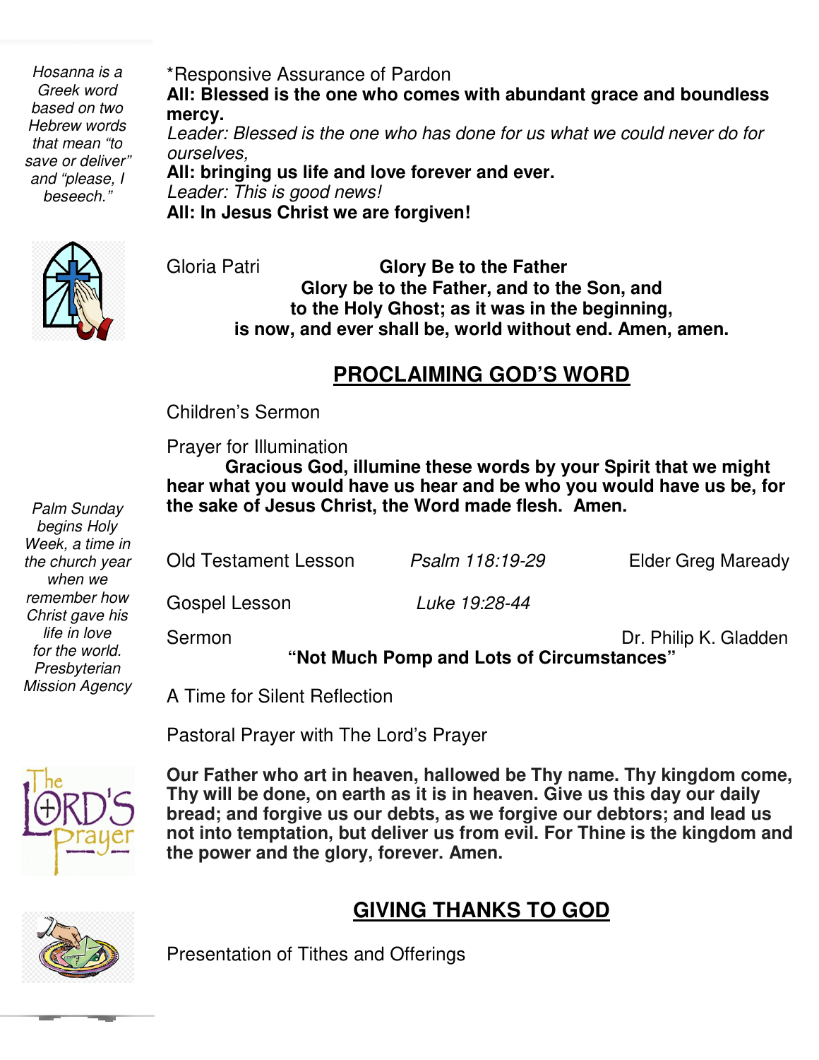*Hosanna is a Greek word based on two Hebrew words that mean "to save or deliver" and "please, I beseech."*

*Responsive Assurance of Pardon

**All: Blessed is the one who comes with abundant grace and boundless mercy.**

*Leader: Blessed is the one who has done for us what we could never do for ourselves,*

**All: bringing us life and love forever and ever.**

*Leader: This is good news!*

**All: In Jesus Christ we are forgiven!**

Gloria Patri **Glory Be to the Father**

**Glory be to the Father, and to the Son, and to the Holy Ghost; as it was in the beginning, is now, and ever shall be, world without end. Amen, amen.**

## PROCLAIMING GOD'S WORD

Children's Sermon

Prayer for Illumination

**Gracious God, illumine these words by your Spirit that we might hear what you would have us hear and be who you would have us be, for the sake of Jesus Christ, the Word made flesh. Amen.**

*Palm Sunday begins Holy Week, a time in the church year when we remember how Christ gave his life in love for the world. Presbyterian Mission Agency*

Old Testament Lesson *Psalm 118:19-29* Elder Greg Maready

Gospel Lesson *Luke 19:28-44*

Sermon Dr. Philip K. Gladden

**"Not Much Pomp and Lots of Circumstances"**

A Time for Silent Reflection

Pastoral Prayer with The Lord's Prayer

**Our Father who art in heaven, hallowed be Thy name. Thy kingdom come, Thy will be done, on earth as it is in heaven. Give us this day our daily bread; and forgive us our debts, as we forgive our debtors; and lead us not into temptation, but deliver us from evil. For Thine is the kingdom and the power and the glory, forever. Amen.**

## GIVING THANKS TO GOD

Presentation of Tithes and Offerings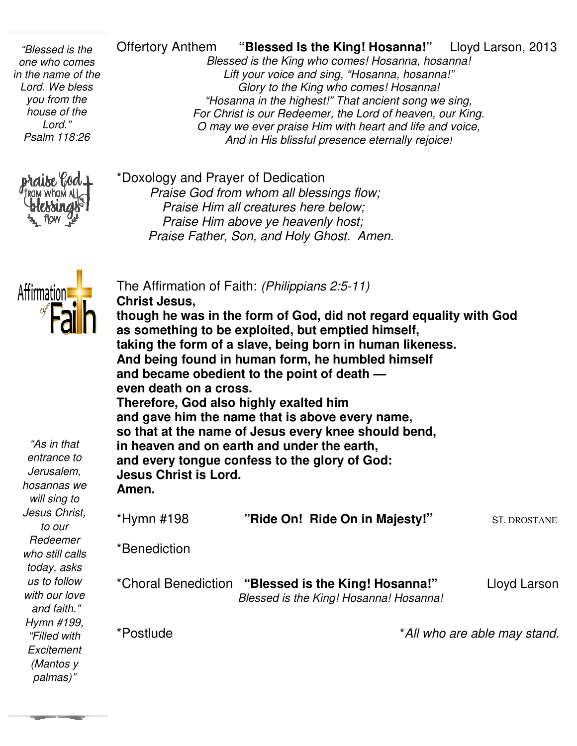*"Blessed is the one who comes in the name of the Lord. We bless you from the house of the Lord."*
*Psalm 118:26*

Offertory Anthem **"Blessed Is the King! Hosanna!"** Lloyd Larson, 2013

*Blessed is the King who comes! Hosanna, hosanna!*
*Lift your voice and sing, "Hosanna, hosanna!"*
*Glory to the King who comes! Hosanna!*
*"Hosanna in the highest!" That ancient song we sing,*
*For Christ is our Redeemer, the Lord of heaven, our King.*
*O may we ever praise Him with heart and life and voice,*
*And in His blissful presence eternally rejoice!*

praise God from whom all blessings flow

*Doxology and Prayer of Dedication

*Praise God from whom all blessings flow;*
*Praise Him all creatures here below;*
*Praise Him above ye heavenly host;*
*Praise Father, Son, and Holy Ghost. Amen.*

Affirmation of Faith

The Affirmation of Faith: *(Philippians 2:5-11)*

**Christ Jesus,**
**though he was in the form of God, did not regard equality with God**
**as something to be exploited, but emptied himself,**
**taking the form of a slave, being born in human likeness.**
**And being found in human form, he humbled himself**
**and became obedient to the point of death —**
**even death on a cross.**
**Therefore, God also highly exalted him**
**and gave him the name that is above every name,**
**so that at the name of Jesus every knee should bend,**
**in heaven and on earth and under the earth,**
**and every tongue confess to the glory of God:**
**Jesus Christ is Lord.**
**Amen.**

*"As in that entrance to Jerusalem, hosannas we will sing to Jesus Christ, to our Redeemer who still calls today, asks us to follow with our love and faith."*
*Hymn #199, "Filled with Excitement (Mantos y palmas)"*

*Hymn #198 **"Ride On! Ride On in Majesty!"** ST. DROSTANE

*Benediction

*Choral Benediction **"Blessed is the King! Hosanna!"** Lloyd Larson

*Blessed is the King! Hosanna! Hosanna!*

*Postlude

**All who are able may stand.*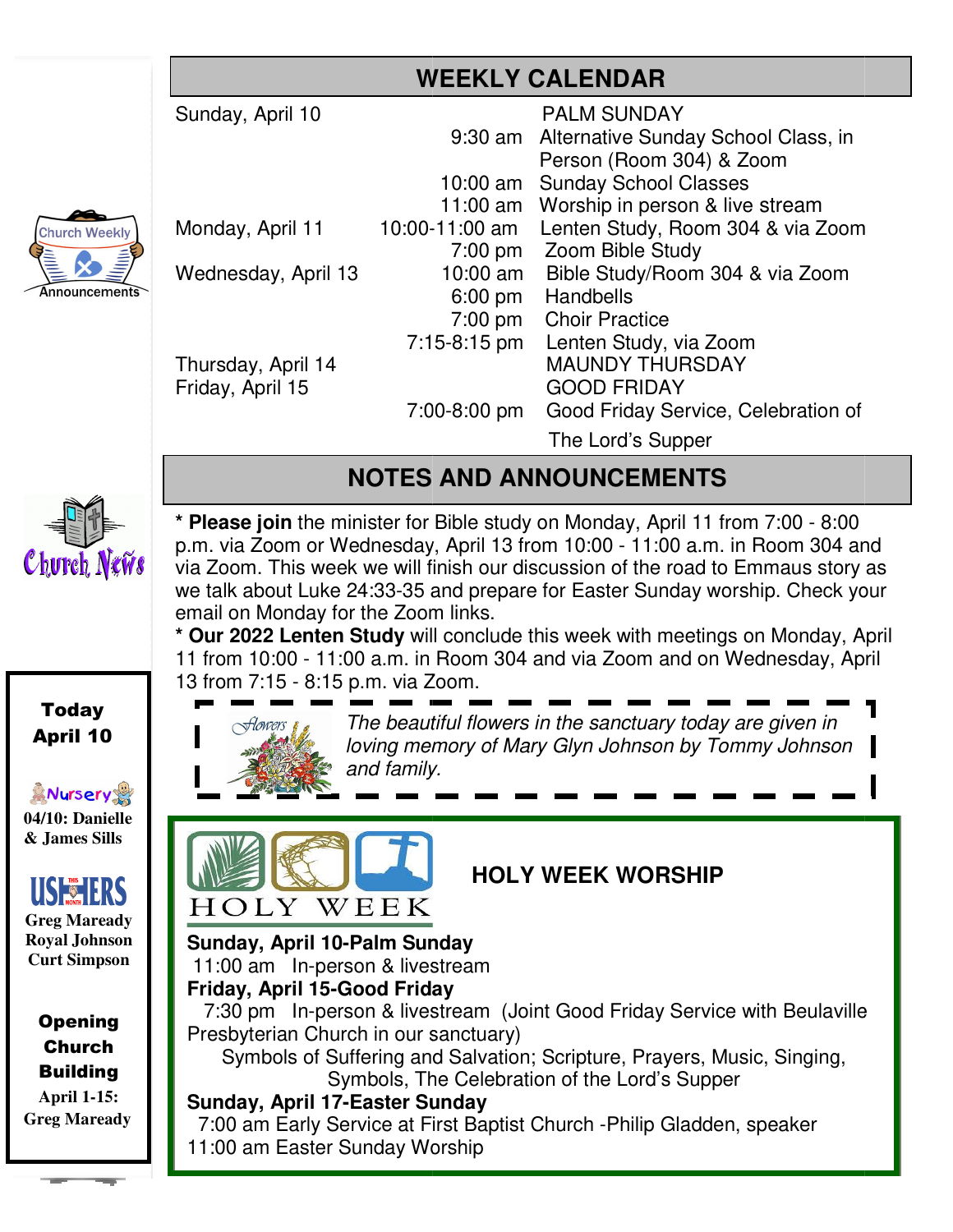## WEEKLY CALENDAR

| | | |
|---|---|---|
| Sunday, April 10 | | PALM SUNDAY |
| | 9:30 am | Alternative Sunday School Class, in Person (Room 304) & Zoom |
| | 10:00 am | Sunday School Classes |
| | 11:00 am | Worship in person & live stream |
| Monday, April 11 | 10:00-11:00 am | Lenten Study, Room 304 & via Zoom |
| | 7:00 pm | Zoom Bible Study |
| Wednesday, April 13 | 10:00 am | Bible Study/Room 304 & via Zoom |
| | 6:00 pm | Handbells |
| | 7:00 pm | Choir Practice |
| | 7:15-8:15 pm | Lenten Study, via Zoom |
| Thursday, April 14 | | MAUNDY THURSDAY |
| Friday, April 15 | | GOOD FRIDAY |
| | 7:00-8:00 pm | Good Friday Service, Celebration of The Lord's Supper |

## NOTES AND ANNOUNCEMENTS

* **Please join** the minister for Bible study on Monday, April 11 from 7:00 - 8:00 p.m. via Zoom or Wednesday, April 13 from 10:00 - 11:00 a.m. in Room 304 and via Zoom. This week we will finish our discussion of the road to Emmaus story as we talk about Luke 24:33-35 and prepare for Easter Sunday worship. Check your email on Monday for the Zoom links.

* **Our 2022 Lenten Study** will conclude this week with meetings on Monday, April 11 from 10:00 - 11:00 a.m. in Room 304 and via Zoom and on Wednesday, April 13 from 7:15 - 8:15 p.m. via Zoom.

*Flowers*

*The beautiful flowers in the sanctuary today are given in loving memory of Mary Glyn Johnson by Tommy Johnson and family.*

**Today**
**April 10**

Nursery
04/10: Danielle & James Sills

USHERS (This Month)
Greg Maready
Royal Johnson
Curt Simpson

**Opening Church Building**
April 1-15:
Greg Maready

## HOLY WEEK WORSHIP

HOLY WEEK

**Sunday, April 10-Palm Sunday**
11:00 am In-person & livestream

**Friday, April 15-Good Friday**
7:30 pm In-person & livestream (Joint Good Friday Service with Beulaville Presbyterian Church in our sanctuary)
Symbols of Suffering and Salvation; Scripture, Prayers, Music, Singing, Symbols, The Celebration of the Lord's Supper

**Sunday, April 17-Easter Sunday**
7:00 am Early Service at First Baptist Church -Philip Gladden, speaker
11:00 am Easter Sunday Worship